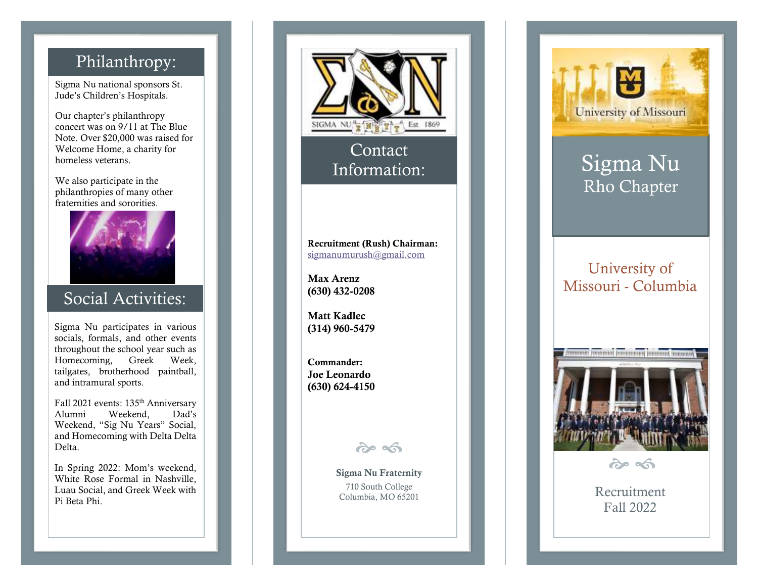## Philanthropy:

Sigma Nu national sponsors St. Jude's Children's Hospitals.

Our chapter's philanthropy concert was on 9/11 at The Blue Note. Over $20,000 was raised for Welcome Home, a charity for homeless veterans.

We also participate in the philanthropies of many other fraternities and sororities.

## Social Activities:

Sigma Nu participates in various socials, formals, and other events throughout the school year such as Homecoming, Greek Week, tailgates, brotherhood paintball, and intramural sports.

Fall 2021 events: 135th Anniversary Alumni Weekend, Dad's Weekend, "Sig Nu Years" Social, and Homecoming with Delta Delta Delta.

In Spring 2022: Mom's weekend, White Rose Formal in Nashville, Luau Social, and Greek Week with Pi Beta Phi.

## Contact Information:

**Recruitment (Rush) Chairman:**
sigmanumurush@gmail.com

**Max Arenz**
**(630) 432-0208**

**Matt Kadlec**
**(314) 960-5479**

**Commander:**
**Joe Leonardo**
**(630) 624-4150**

**Sigma Nu Fraternity**
710 South College
Columbia, MO 65201

# Sigma Nu
## Rho Chapter

University of Missouri - Columbia

Recruitment
Fall 2022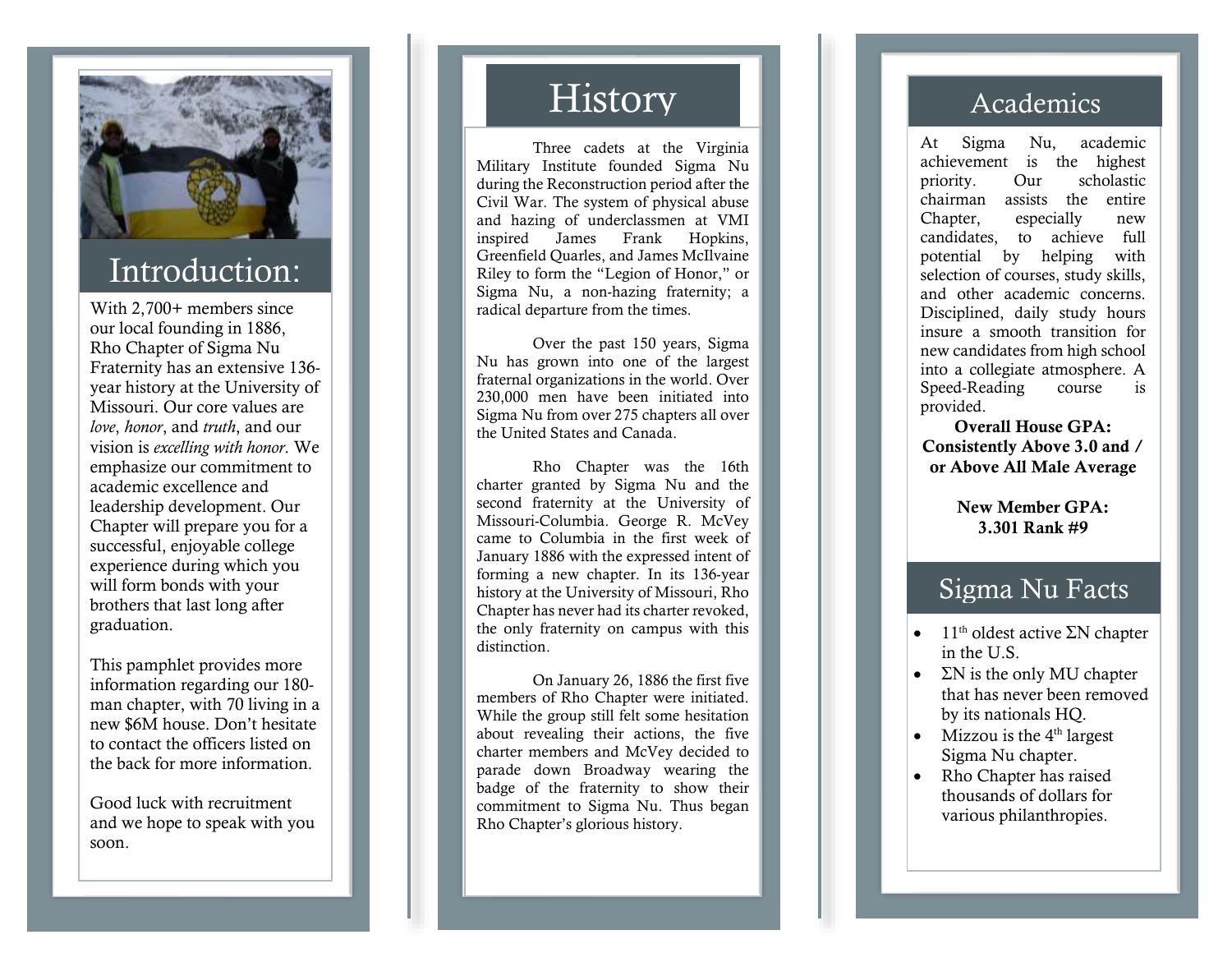## Introduction:

With 2,700+ members since our local founding in 1886, Rho Chapter of Sigma Nu Fraternity has an extensive 136-year history at the University of Missouri. Our core values are *love*, *honor*, and *truth*, and our vision is *excelling with honor*. We emphasize our commitment to academic excellence and leadership development. Our Chapter will prepare you for a successful, enjoyable college experience during which you will form bonds with your brothers that last long after graduation.

This pamphlet provides more information regarding our 180-man chapter, with 70 living in a new $6M house. Don't hesitate to contact the officers listed on the back for more information.

Good luck with recruitment and we hope to speak with you soon.

## History

Three cadets at the Virginia Military Institute founded Sigma Nu during the Reconstruction period after the Civil War. The system of physical abuse and hazing of underclassmen at VMI inspired James Frank Hopkins, Greenfield Quarles, and James McIlvaine Riley to form the "Legion of Honor," or Sigma Nu, a non-hazing fraternity; a radical departure from the times.

Over the past 150 years, Sigma Nu has grown into one of the largest fraternal organizations in the world. Over 230,000 men have been initiated into Sigma Nu from over 275 chapters all over the United States and Canada.

Rho Chapter was the 16th charter granted by Sigma Nu and the second fraternity at the University of Missouri-Columbia. George R. McVey came to Columbia in the first week of January 1886 with the expressed intent of forming a new chapter. In its 136-year history at the University of Missouri, Rho Chapter has never had its charter revoked, the only fraternity on campus with this distinction.

On January 26, 1886 the first five members of Rho Chapter were initiated. While the group still felt some hesitation about revealing their actions, the five charter members and McVey decided to parade down Broadway wearing the badge of the fraternity to show their commitment to Sigma Nu. Thus began Rho Chapter's glorious history.

## Academics

At Sigma Nu, academic achievement is the highest priority. Our scholastic chairman assists the entire Chapter, especially new candidates, to achieve full potential by helping with selection of courses, study skills, and other academic concerns. Disciplined, daily study hours insure a smooth transition for new candidates from high school into a collegiate atmosphere. A Speed-Reading course is provided.

**Overall House GPA: Consistently Above 3.0 and / or Above All Male Average**

**New Member GPA: 3.301 Rank #9**

## Sigma Nu Facts

- 11th oldest active ΣN chapter in the U.S.
- ΣN is the only MU chapter that has never been removed by its nationals HQ.
- Mizzou is the 4th largest Sigma Nu chapter.
- Rho Chapter has raised thousands of dollars for various philanthropies.